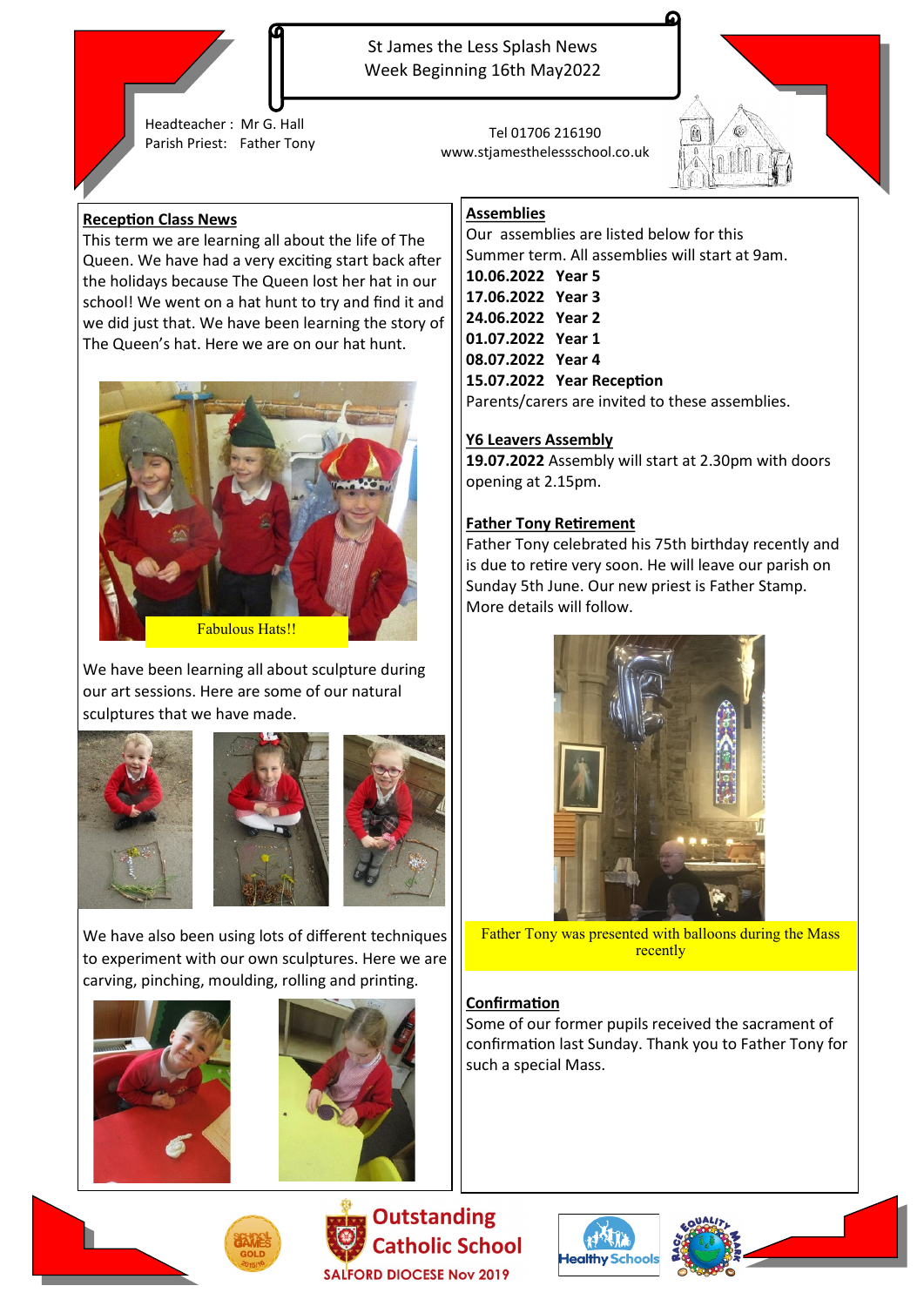# St James the Less Splash News
## Week Beginning 16th May2022

Headteacher : Mr G. Hall
Parish Priest: Father Tony

Tel 01706 216190
www.stjamesthelessschool.co.uk

## Reception Class News

This term we are learning all about the life of The Queen. We have had a very exciting start back after the holidays because The Queen lost her hat in our school! We went on a hat hunt to try and find it and we did just that. We have been learning the story of The Queen's hat. Here we are on our hat hunt.

Fabulous Hats!!

We have been learning all about sculpture during our art sessions. Here are some of our natural sculptures that we have made.

We have also been using lots of different techniques to experiment with our own sculptures. Here we are carving, pinching, moulding, rolling and printing.

## Assemblies

Our assemblies are listed below for this Summer term. All assemblies will start at 9am.

**10.06.2022 Year 5**
**17.06.2022 Year 3**
**24.06.2022 Year 2**
**01.07.2022 Year 1**
**08.07.2022 Year 4**
**15.07.2022 Year Reception**

Parents/carers are invited to these assemblies.

## Y6 Leavers Assembly

**19.07.2022** Assembly will start at 2.30pm with doors opening at 2.15pm.

## Father Tony Retirement

Father Tony celebrated his 75th birthday recently and is due to retire very soon. He will leave our parish on Sunday 5th June. Our new priest is Father Stamp. More details will follow.

Father Tony was presented with balloons during the Mass recently

## Confirmation

Some of our former pupils received the sacrament of confirmation last Sunday. Thank you to Father Tony for such a special Mass.

Outstanding Catholic School
SALFORD DIOCESE Nov 2019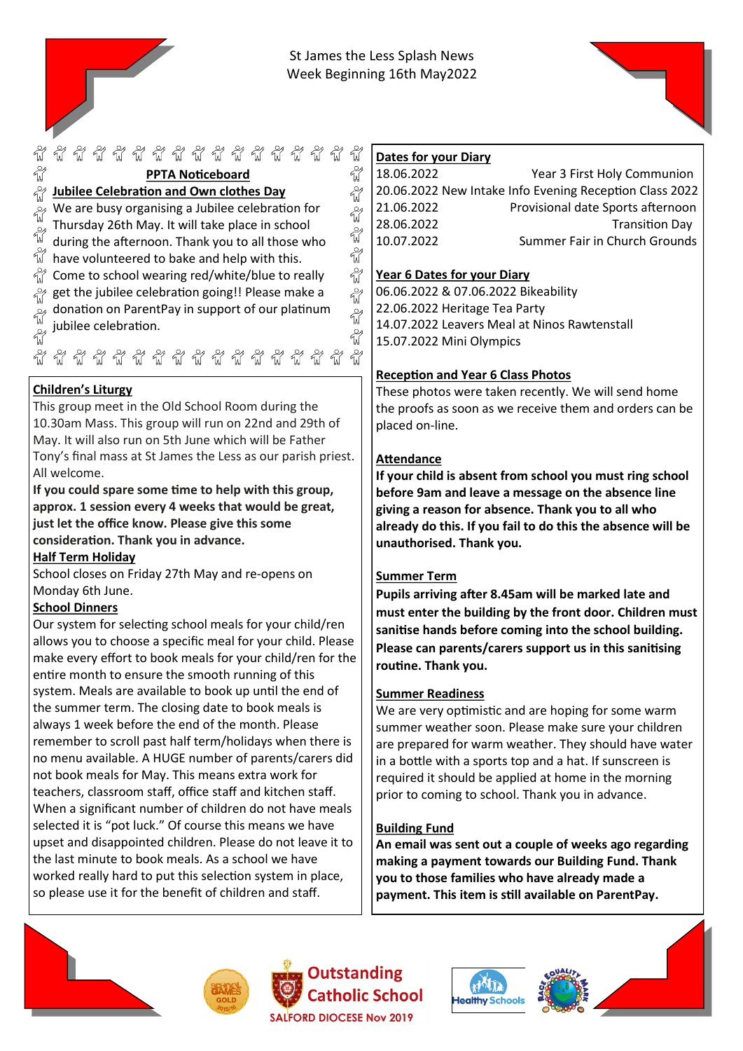St James the Less Splash News
Week Beginning 16th May2022

## PPTA Noticeboard

**Jubilee Celebration and Own clothes Day**

We are busy organising a Jubilee celebration for Thursday 26th May. It will take place in school during the afternoon. Thank you to all those who have volunteered to bake and help with this. Come to school wearing red/white/blue to really get the jubilee celebration going!! Please make a donation on ParentPay in support of our platinum jubilee celebration.

**Children's Liturgy**

This group meet in the Old School Room during the 10.30am Mass. This group will run on 22nd and 29th of May. It will also run on 5th June which will be Father Tony's final mass at St James the Less as our parish priest. All welcome.

**If you could spare some time to help with this group, approx. 1 session every 4 weeks that would be great, just let the office know. Please give this some consideration. Thank you in advance.**

**Half Term Holiday**

School closes on Friday 27th May and re-opens on Monday 6th June.

**School Dinners**

Our system for selecting school meals for your child/ren allows you to choose a specific meal for your child. Please make every effort to book meals for your child/ren for the entire month to ensure the smooth running of this system. Meals are available to book up until the end of the summer term. The closing date to book meals is always 1 week before the end of the month. Please remember to scroll past half term/holidays when there is no menu available. A HUGE number of parents/carers did not book meals for May. This means extra work for teachers, classroom staff, office staff and kitchen staff. When a significant number of children do not have meals selected it is "pot luck." Of course this means we have upset and disappointed children. Please do not leave it to the last minute to book meals. As a school we have worked really hard to put this selection system in place, so please use it for the benefit of children and staff.

**Dates for your Diary**

| | |
|---|---|
| 18.06.2022 | Year 3 First Holy Communion |
| 20.06.2022 | New Intake Info Evening Reception Class 2022 |
| 21.06.2022 | Provisional date Sports afternoon |
| 28.06.2022 | Transition Day |
| 10.07.2022 | Summer Fair in Church Grounds |

**Year 6 Dates for your Diary**

06.06.2022 & 07.06.2022 Bikeability
22.06.2022 Heritage Tea Party
14.07.2022 Leavers Meal at Ninos Rawtenstall
15.07.2022 Mini Olympics

**Reception and Year 6 Class Photos**

These photos were taken recently. We will send home the proofs as soon as we receive them and orders can be placed on-line.

**Attendance**

**If your child is absent from school you must ring school before 9am and leave a message on the absence line giving a reason for absence. Thank you to all who already do this. If you fail to do this the absence will be unauthorised. Thank you.**

**Summer Term**

**Pupils arriving after 8.45am will be marked late and must enter the building by the front door. Children must sanitise hands before coming into the school building. Please can parents/carers support us in this sanitising routine. Thank you.**

**Summer Readiness**

We are very optimistic and are hoping for some warm summer weather soon. Please make sure your children are prepared for warm weather. They should have water in a bottle with a sports top and a hat. If sunscreen is required it should be applied at home in the morning prior to coming to school. Thank you in advance.

**Building Fund**

**An email was sent out a couple of weeks ago regarding making a payment towards our Building Fund. Thank you to those families who have already made a payment. This item is still available on ParentPay.**

Outstanding Catholic School
SALFORD DIOCESE Nov 2019